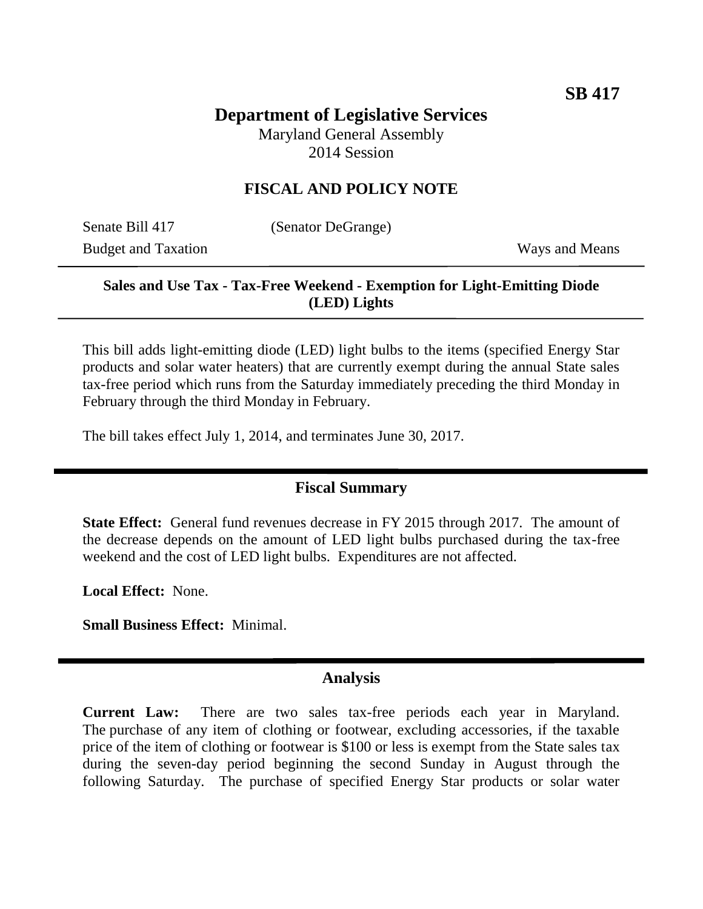**SB 417**

# Department of Legislative Services

Maryland General Assembly
2014 Session

## FISCAL AND POLICY NOTE

Senate Bill 417 (Senator DeGrange)
Budget and Taxation Ways and Means

---

**Sales and Use Tax - Tax-Free Weekend - Exemption for Light-Emitting Diode (LED) Lights**

---

This bill adds light-emitting diode (LED) light bulbs to the items (specified Energy Star products and solar water heaters) that are currently exempt during the annual State sales tax-free period which runs from the Saturday immediately preceding the third Monday in February through the third Monday in February.

The bill takes effect July 1, 2014, and terminates June 30, 2017.

## Fiscal Summary

**State Effect:** General fund revenues decrease in FY 2015 through 2017. The amount of the decrease depends on the amount of LED light bulbs purchased during the tax-free weekend and the cost of LED light bulbs. Expenditures are not affected.

**Local Effect:** None.

**Small Business Effect:** Minimal.

## Analysis

**Current Law:** There are two sales tax-free periods each year in Maryland. The purchase of any item of clothing or footwear, excluding accessories, if the taxable price of the item of clothing or footwear is $100 or less is exempt from the State sales tax during the seven-day period beginning the second Sunday in August through the following Saturday. The purchase of specified Energy Star products or solar water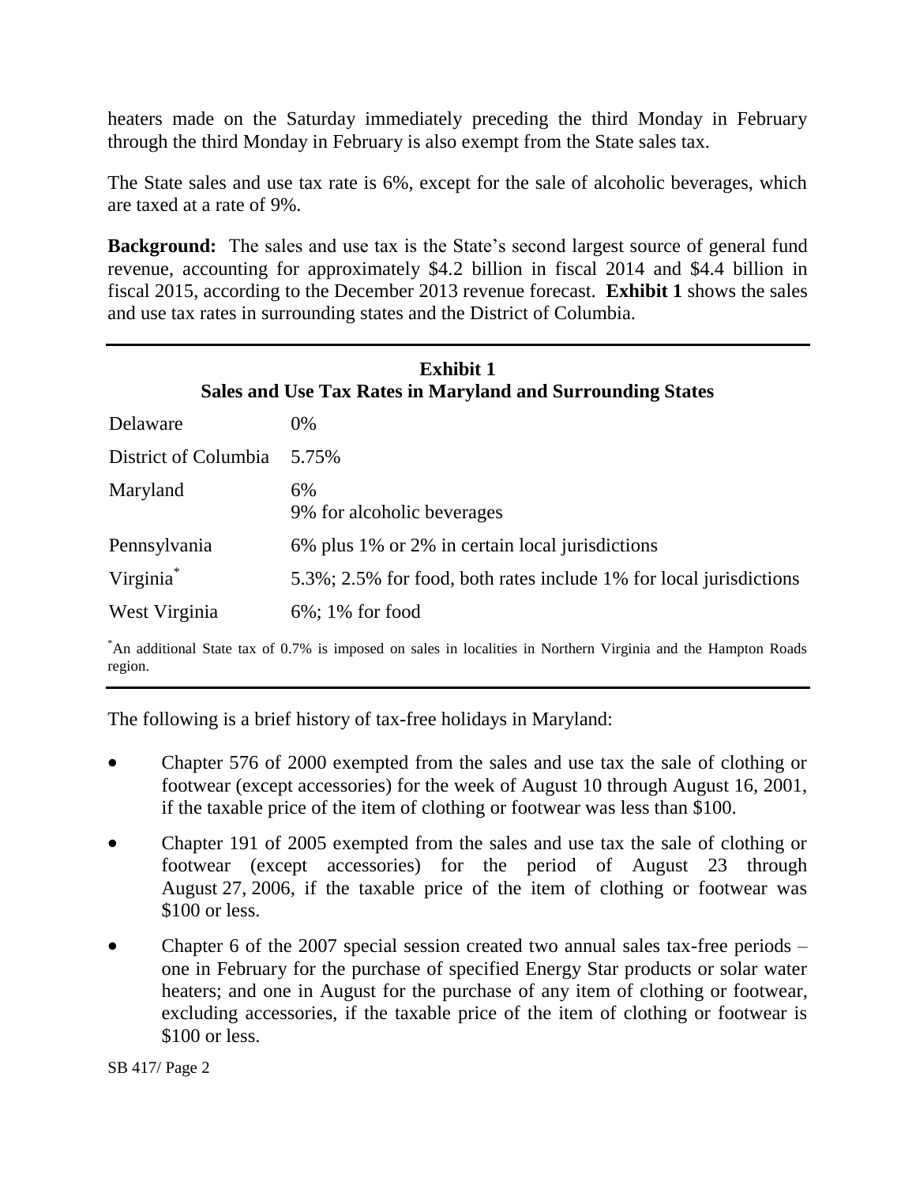heaters made on the Saturday immediately preceding the third Monday in February through the third Monday in February is also exempt from the State sales tax.

The State sales and use tax rate is 6%, except for the sale of alcoholic beverages, which are taxed at a rate of 9%.

**Background:** The sales and use tax is the State's second largest source of general fund revenue, accounting for approximately $4.2 billion in fiscal 2014 and $4.4 billion in fiscal 2015, according to the December 2013 revenue forecast. **Exhibit 1** shows the sales and use tax rates in surrounding states and the District of Columbia.

**Exhibit 1**
**Sales and Use Tax Rates in Maryland and Surrounding States**

| | |
|---|---|
| Delaware | 0% |
| District of Columbia | 5.75% |
| Maryland | 6%<br>9% for alcoholic beverages |
| Pennsylvania | 6% plus 1% or 2% in certain local jurisdictions |
| Virginia* | 5.3%; 2.5% for food, both rates include 1% for local jurisdictions |
| West Virginia | 6%; 1% for food |

*An additional State tax of 0.7% is imposed on sales in localities in Northern Virginia and the Hampton Roads region.

The following is a brief history of tax-free holidays in Maryland:

- Chapter 576 of 2000 exempted from the sales and use tax the sale of clothing or footwear (except accessories) for the week of August 10 through August 16, 2001, if the taxable price of the item of clothing or footwear was less than $100.
- Chapter 191 of 2005 exempted from the sales and use tax the sale of clothing or footwear (except accessories) for the period of August 23 through August 27, 2006, if the taxable price of the item of clothing or footwear was $100 or less.
- Chapter 6 of the 2007 special session created two annual sales tax-free periods – one in February for the purchase of specified Energy Star products or solar water heaters; and one in August for the purchase of any item of clothing or footwear, excluding accessories, if the taxable price of the item of clothing or footwear is $100 or less.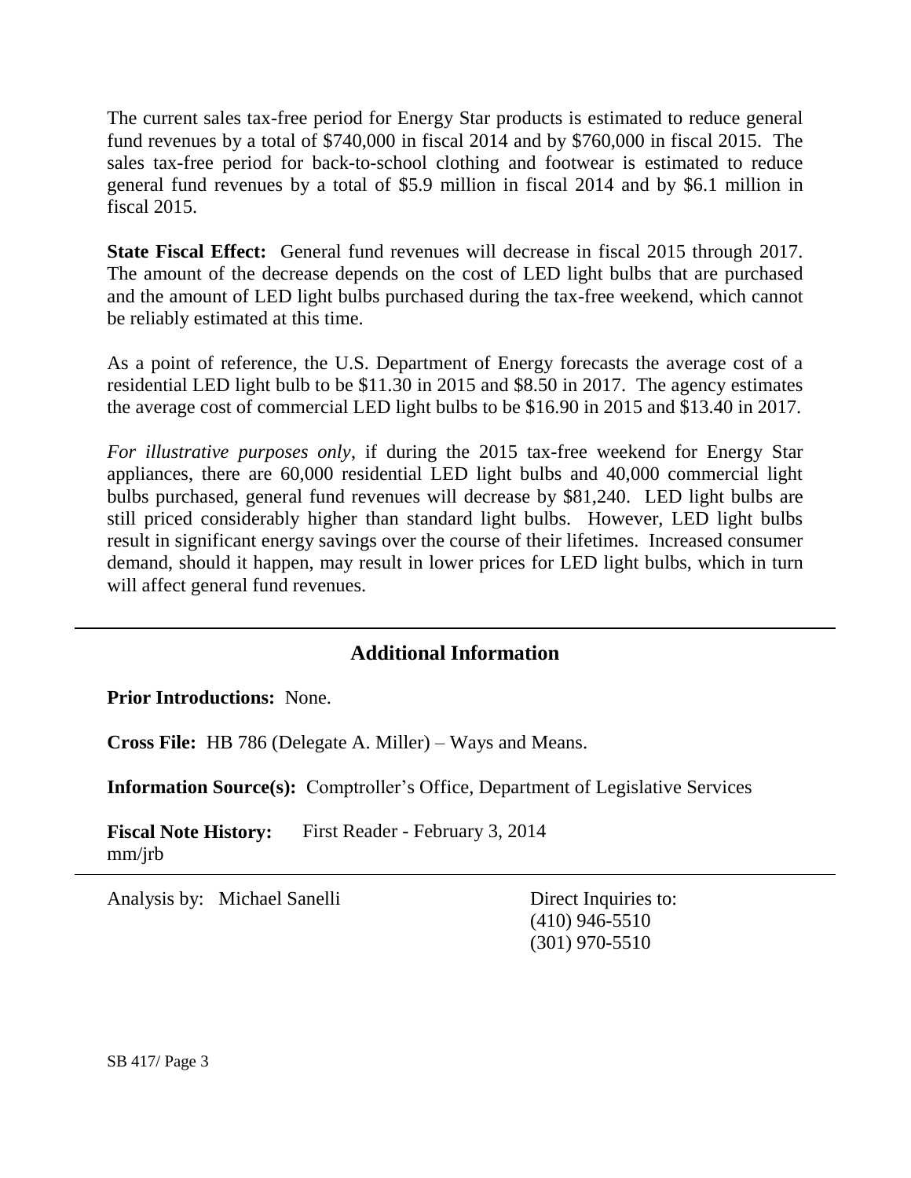The current sales tax-free period for Energy Star products is estimated to reduce general fund revenues by a total of $740,000 in fiscal 2014 and by $760,000 in fiscal 2015. The sales tax-free period for back-to-school clothing and footwear is estimated to reduce general fund revenues by a total of $5.9 million in fiscal 2014 and by $6.1 million in fiscal 2015.

**State Fiscal Effect:** General fund revenues will decrease in fiscal 2015 through 2017. The amount of the decrease depends on the cost of LED light bulbs that are purchased and the amount of LED light bulbs purchased during the tax-free weekend, which cannot be reliably estimated at this time.

As a point of reference, the U.S. Department of Energy forecasts the average cost of a residential LED light bulb to be $11.30 in 2015 and $8.50 in 2017. The agency estimates the average cost of commercial LED light bulbs to be $16.90 in 2015 and $13.40 in 2017.

*For illustrative purposes only*, if during the 2015 tax-free weekend for Energy Star appliances, there are 60,000 residential LED light bulbs and 40,000 commercial light bulbs purchased, general fund revenues will decrease by $81,240. LED light bulbs are still priced considerably higher than standard light bulbs. However, LED light bulbs result in significant energy savings over the course of their lifetimes. Increased consumer demand, should it happen, may result in lower prices for LED light bulbs, which in turn will affect general fund revenues.

---

## Additional Information

**Prior Introductions:** None.

**Cross File:** HB 786 (Delegate A. Miller) – Ways and Means.

**Information Source(s):** Comptroller's Office, Department of Legislative Services

**Fiscal Note History:** First Reader - February 3, 2014
mm/jrb

---

Analysis by: Michael Sanelli

Direct Inquiries to:
(410) 946-5510
(301) 970-5510